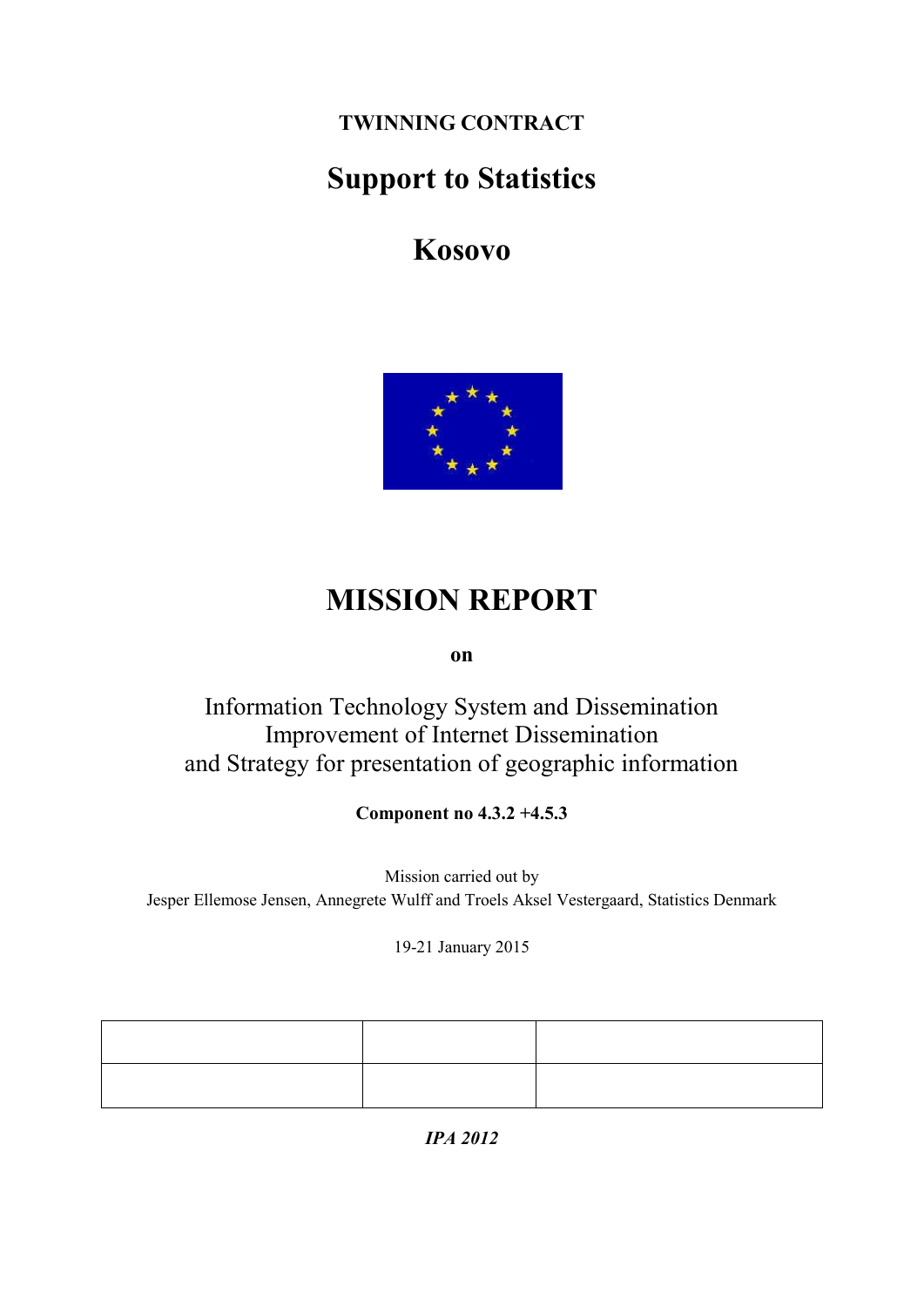**TWINNING CONTRACT**

# Support to Statistics

# Kosovo

# MISSION REPORT

**on**

Information Technology System and Dissemination
Improvement of Internet Dissemination
and Strategy for presentation of geographic information

**Component no 4.3.2 +4.5.3**

Mission carried out by
Jesper Ellemose Jensen, Annegrete Wulff and Troels Aksel Vestergaard, Statistics Denmark

19-21 January 2015

| | | |
|---|---|---|
| | | |

***IPA 2012***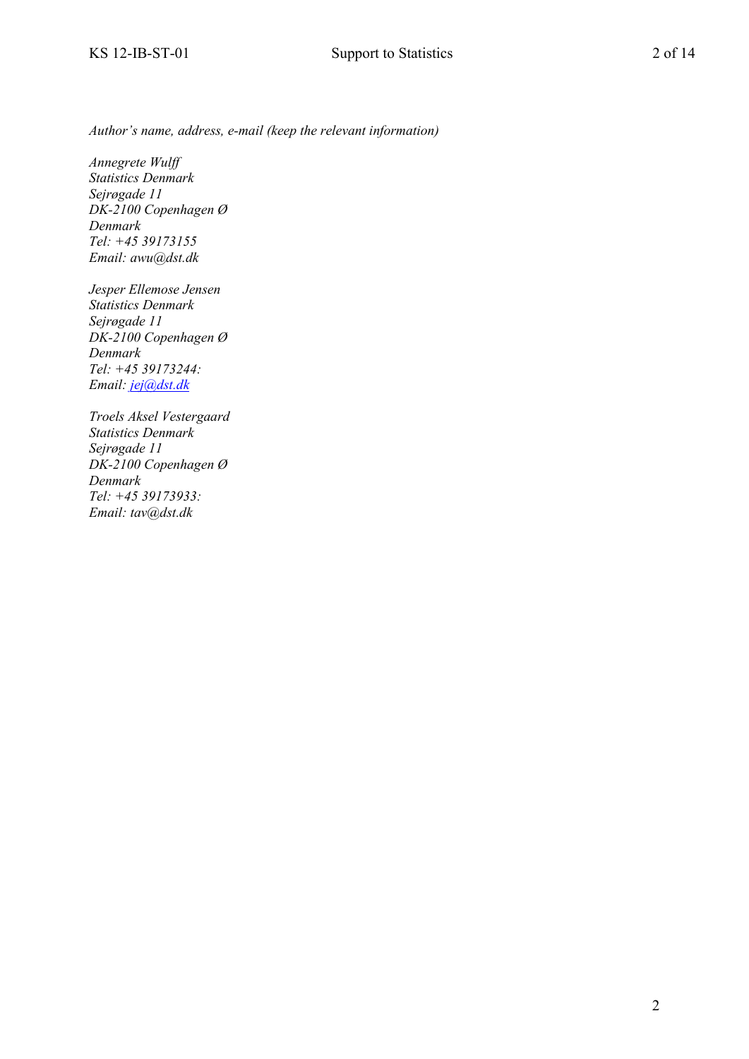*Author's name, address, e-mail (keep the relevant information)*

*Annegrete Wulff*
*Statistics Denmark*
*Sejrøgade 11*
*DK-2100 Copenhagen Ø*
*Denmark*
*Tel: +45 39173155*
*Email: awu@dst.dk*

*Jesper Ellemose Jensen*
*Statistics Denmark*
*Sejrøgade 11*
*DK-2100 Copenhagen Ø*
*Denmark*
*Tel: +45 39173244:*
*Email: jej@dst.dk*

*Troels Aksel Vestergaard*
*Statistics Denmark*
*Sejrøgade 11*
*DK-2100 Copenhagen Ø*
*Denmark*
*Tel: +45 39173933:*
*Email: tav@dst.dk*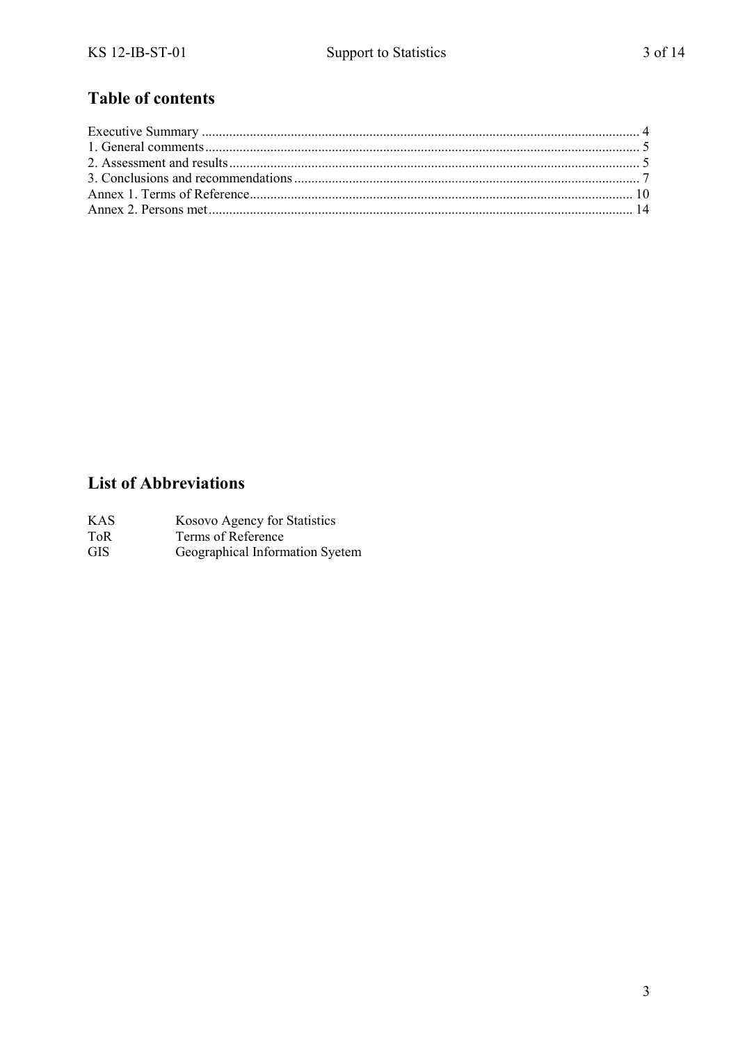## Table of contents

Executive Summary ..... 4
1. General comments ..... 5
2. Assessment and results ..... 5
3. Conclusions and recommendations ..... 7
Annex 1. Terms of Reference ..... 10
Annex 2. Persons met ..... 14

## List of Abbreviations

| | |
|---|---|
| KAS | Kosovo Agency for Statistics |
| ToR | Terms of Reference |
| GIS | Geographical Information Syetem |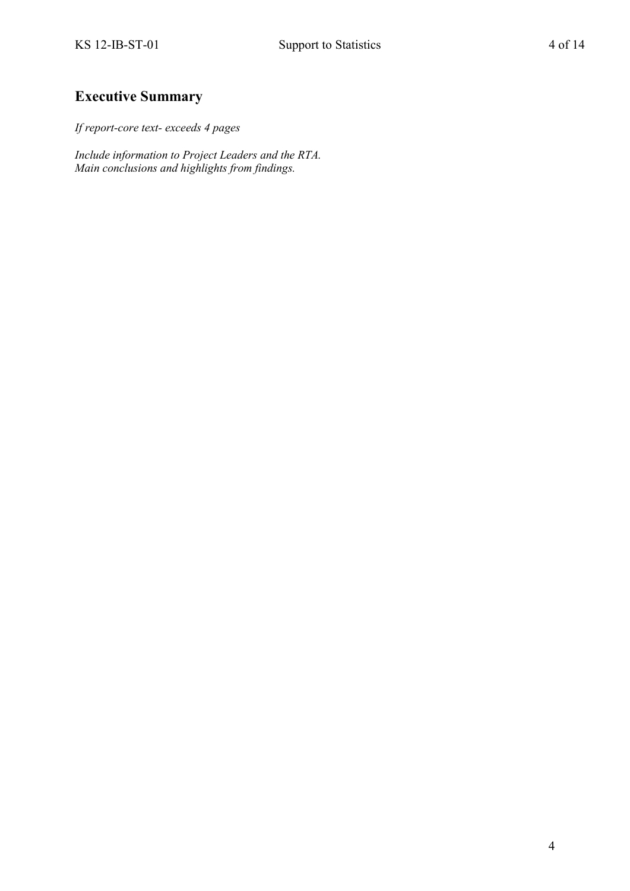## Executive Summary

*If report-core text- exceeds 4 pages*

*Include information to Project Leaders and the RTA.*
*Main conclusions and highlights from findings.*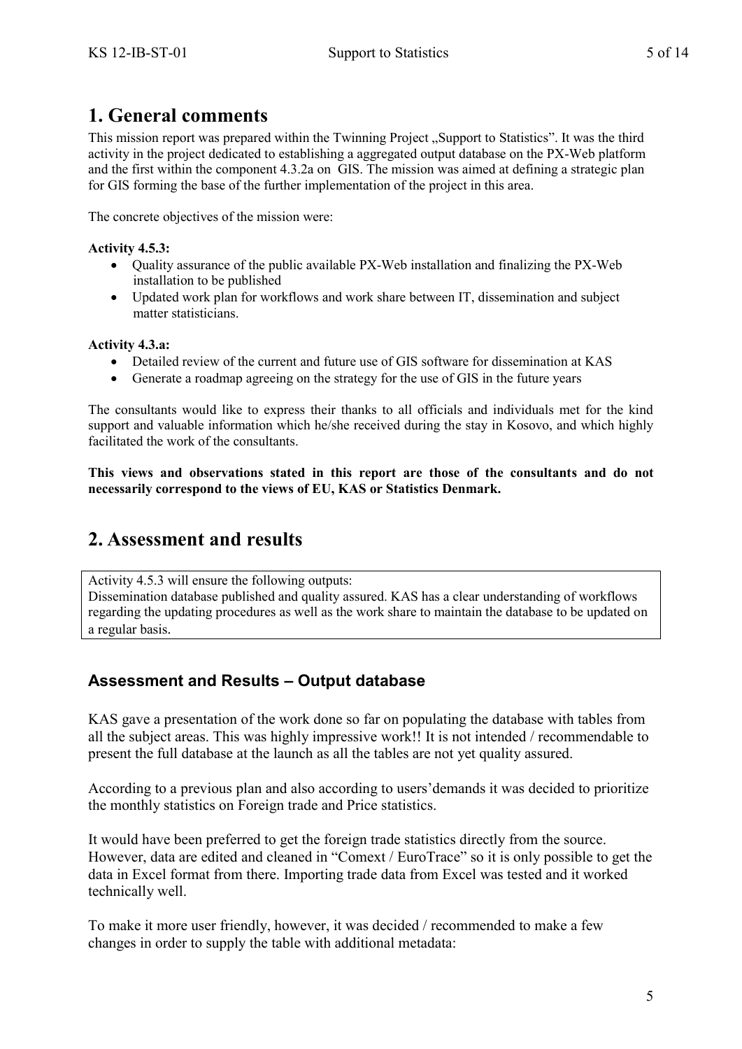# 1. General comments

This mission report was prepared within the Twinning Project „Support to Statistics". It was the third activity in the project dedicated to establishing a aggregated output database on the PX-Web platform and the first within the component 4.3.2a on GIS. The mission was aimed at defining a strategic plan for GIS forming the base of the further implementation of the project in this area.

The concrete objectives of the mission were:

**Activity 4.5.3:**

- Quality assurance of the public available PX-Web installation and finalizing the PX-Web installation to be published
- Updated work plan for workflows and work share between IT, dissemination and subject matter statisticians.

**Activity 4.3.a:**

- Detailed review of the current and future use of GIS software for dissemination at KAS
- Generate a roadmap agreeing on the strategy for the use of GIS in the future years

The consultants would like to express their thanks to all officials and individuals met for the kind support and valuable information which he/she received during the stay in Kosovo, and which highly facilitated the work of the consultants.

**This views and observations stated in this report are those of the consultants and do not necessarily correspond to the views of EU, KAS or Statistics Denmark.**

# 2. Assessment and results

Activity 4.5.3 will ensure the following outputs:
Dissemination database published and quality assured. KAS has a clear understanding of workflows regarding the updating procedures as well as the work share to maintain the database to be updated on a regular basis.

## Assessment and Results – Output database

KAS gave a presentation of the work done so far on populating the database with tables from all the subject areas. This was highly impressive work!! It is not intended / recommendable to present the full database at the launch as all the tables are not yet quality assured.

According to a previous plan and also according to users'demands it was decided to prioritize the monthly statistics on Foreign trade and Price statistics.

It would have been preferred to get the foreign trade statistics directly from the source. However, data are edited and cleaned in "Comext / EuroTrace" so it is only possible to get the data in Excel format from there. Importing trade data from Excel was tested and it worked technically well.

To make it more user friendly, however, it was decided / recommended to make a few changes in order to supply the table with additional metadata: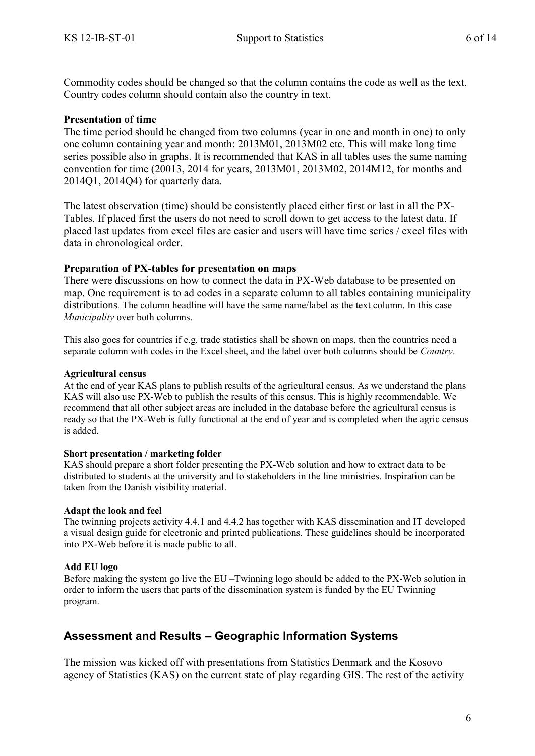Commodity codes should be changed so that the column contains the code as well as the text. Country codes column should contain also the country in text.

**Presentation of time**

The time period should be changed from two columns (year in one and month in one) to only one column containing year and month: 2013M01, 2013M02 etc. This will make long time series possible also in graphs. It is recommended that KAS in all tables uses the same naming convention for time (20013, 2014 for years, 2013M01, 2013M02, 2014M12, for months and 2014Q1, 2014Q4) for quarterly data.

The latest observation (time) should be consistently placed either first or last in all the PX-Tables. If placed first the users do not need to scroll down to get access to the latest data. If placed last updates from excel files are easier and users will have time series / excel files with data in chronological order.

**Preparation of PX-tables for presentation on maps**

There were discussions on how to connect the data in PX-Web database to be presented on map. One requirement is to ad codes in a separate column to all tables containing municipality distributions. The column headline will have the same name/label as the text column. In this case *Municipality* over both columns.

This also goes for countries if e.g. trade statistics shall be shown on maps, then the countries need a separate column with codes in the Excel sheet, and the label over both columns should be *Country*.

**Agricultural census**

At the end of year KAS plans to publish results of the agricultural census. As we understand the plans KAS will also use PX-Web to publish the results of this census. This is highly recommendable. We recommend that all other subject areas are included in the database before the agricultural census is ready so that the PX-Web is fully functional at the end of year and is completed when the agric census is added.

**Short presentation / marketing folder**

KAS should prepare a short folder presenting the PX-Web solution and how to extract data to be distributed to students at the university and to stakeholders in the line ministries. Inspiration can be taken from the Danish visibility material.

**Adapt the look and feel**

The twinning projects activity 4.4.1 and 4.4.2 has together with KAS dissemination and IT developed a visual design guide for electronic and printed publications. These guidelines should be incorporated into PX-Web before it is made public to all.

**Add EU logo**

Before making the system go live the EU –Twinning logo should be added to the PX-Web solution in order to inform the users that parts of the dissemination system is funded by the EU Twinning program.

## Assessment and Results – Geographic Information Systems

The mission was kicked off with presentations from Statistics Denmark and the Kosovo agency of Statistics (KAS) on the current state of play regarding GIS. The rest of the activity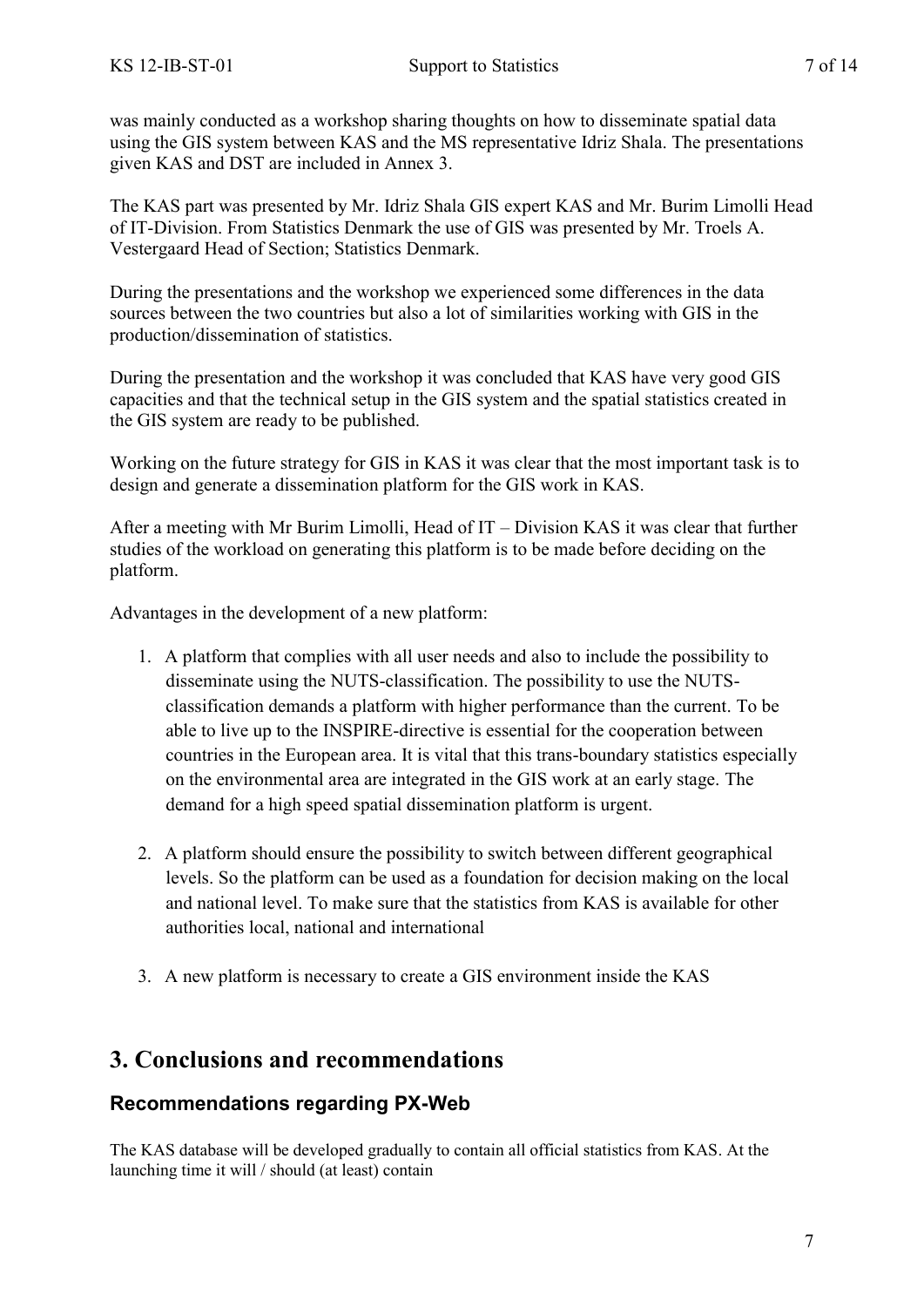was mainly conducted as a workshop sharing thoughts on how to disseminate spatial data using the GIS system between KAS and the MS representative Idriz Shala. The presentations given KAS and DST are included in Annex 3.

The KAS part was presented by Mr. Idriz Shala GIS expert KAS and Mr. Burim Limolli Head of IT-Division. From Statistics Denmark the use of GIS was presented by Mr. Troels A. Vestergaard Head of Section; Statistics Denmark.

During the presentations and the workshop we experienced some differences in the data sources between the two countries but also a lot of similarities working with GIS in the production/dissemination of statistics.

During the presentation and the workshop it was concluded that KAS have very good GIS capacities and that the technical setup in the GIS system and the spatial statistics created in the GIS system are ready to be published.

Working on the future strategy for GIS in KAS it was clear that the most important task is to design and generate a dissemination platform for the GIS work in KAS.

After a meeting with Mr Burim Limolli, Head of IT – Division KAS it was clear that further studies of the workload on generating this platform is to be made before deciding on the platform.

Advantages in the development of a new platform:

1. A platform that complies with all user needs and also to include the possibility to disseminate using the NUTS-classification. The possibility to use the NUTS-classification demands a platform with higher performance than the current. To be able to live up to the INSPIRE-directive is essential for the cooperation between countries in the European area. It is vital that this trans-boundary statistics especially on the environmental area are integrated in the GIS work at an early stage. The demand for a high speed spatial dissemination platform is urgent.

2. A platform should ensure the possibility to switch between different geographical levels. So the platform can be used as a foundation for decision making on the local and national level. To make sure that the statistics from KAS is available for other authorities local, national and international

3. A new platform is necessary to create a GIS environment inside the KAS

# 3. Conclusions and recommendations

## Recommendations regarding PX-Web

The KAS database will be developed gradually to contain all official statistics from KAS. At the launching time it will / should (at least) contain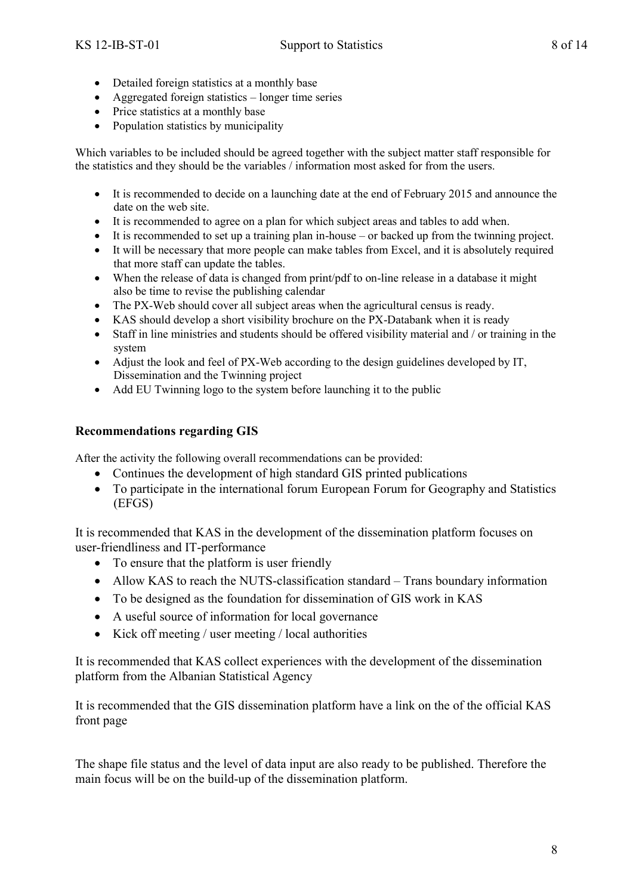- Detailed foreign statistics at a monthly base
- Aggregated foreign statistics – longer time series
- Price statistics at a monthly base
- Population statistics by municipality

Which variables to be included should be agreed together with the subject matter staff responsible for the statistics and they should be the variables / information most asked for from the users.

- It is recommended to decide on a launching date at the end of February 2015 and announce the date on the web site.
- It is recommended to agree on a plan for which subject areas and tables to add when.
- It is recommended to set up a training plan in-house – or backed up from the twinning project.
- It will be necessary that more people can make tables from Excel, and it is absolutely required that more staff can update the tables.
- When the release of data is changed from print/pdf to on-line release in a database it might also be time to revise the publishing calendar
- The PX-Web should cover all subject areas when the agricultural census is ready.
- KAS should develop a short visibility brochure on the PX-Databank when it is ready
- Staff in line ministries and students should be offered visibility material and / or training in the system
- Adjust the look and feel of PX-Web according to the design guidelines developed by IT, Dissemination and the Twinning project
- Add EU Twinning logo to the system before launching it to the public

**Recommendations regarding GIS**

After the activity the following overall recommendations can be provided:

- Continues the development of high standard GIS printed publications
- To participate in the international forum European Forum for Geography and Statistics (EFGS)

It is recommended that KAS in the development of the dissemination platform focuses on user-friendliness and IT-performance

- To ensure that the platform is user friendly
- Allow KAS to reach the NUTS-classification standard – Trans boundary information
- To be designed as the foundation for dissemination of GIS work in KAS
- A useful source of information for local governance
- Kick off meeting / user meeting / local authorities

It is recommended that KAS collect experiences with the development of the dissemination platform from the Albanian Statistical Agency

It is recommended that the GIS dissemination platform have a link on the of the official KAS front page

The shape file status and the level of data input are also ready to be published. Therefore the main focus will be on the build-up of the dissemination platform.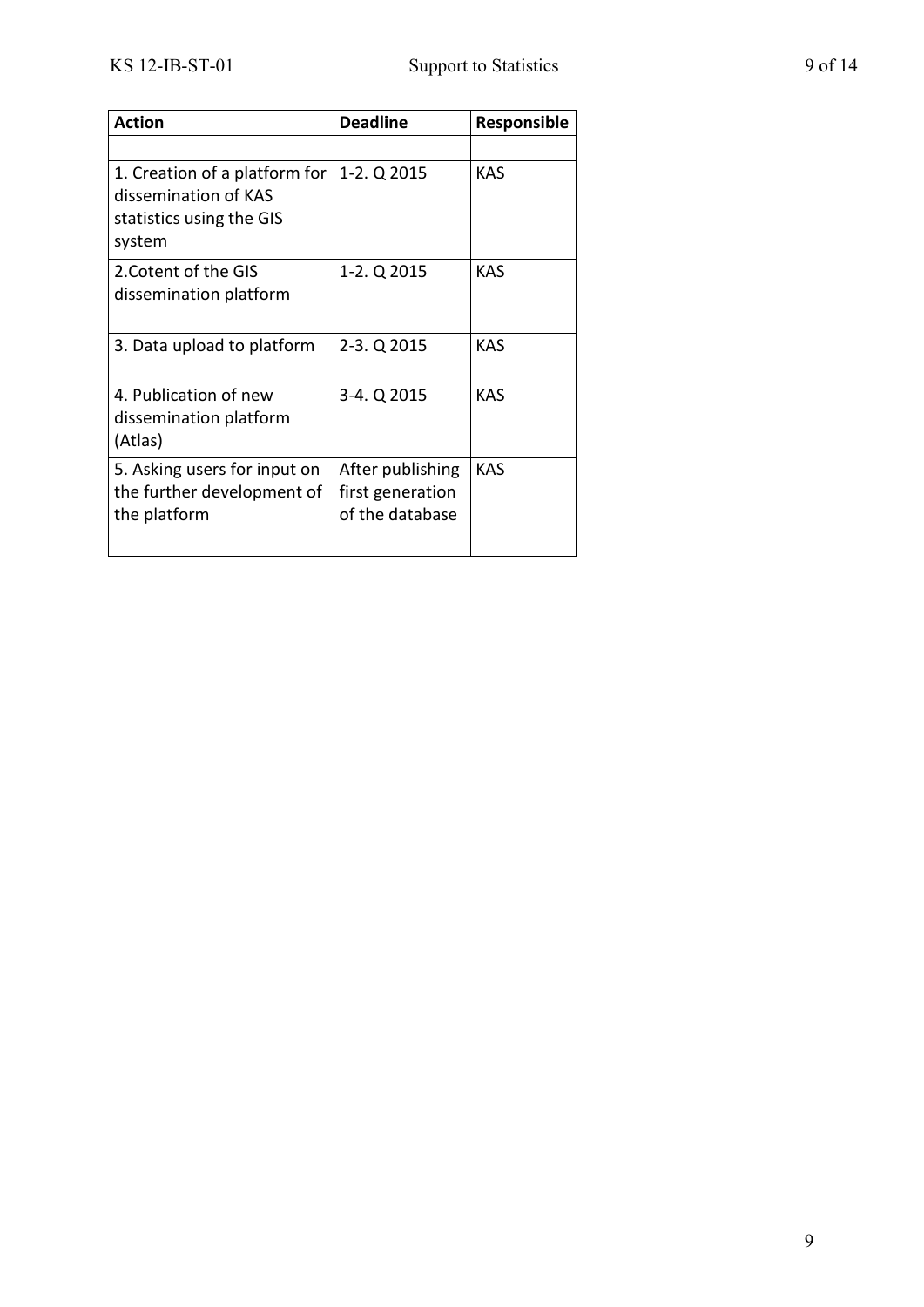| Action | Deadline | Responsible |
|---|---|---|
| | | |
| 1. Creation of a platform for dissemination of KAS statistics using the GIS system | 1-2. Q 2015 | KAS |
| 2.Cotent of the GIS dissemination platform | 1-2. Q 2015 | KAS |
| 3. Data upload to platform | 2-3. Q 2015 | KAS |
| 4. Publication of new dissemination platform (Atlas) | 3-4. Q 2015 | KAS |
| 5. Asking users for input on the further development of the platform | After publishing first generation of the database | KAS |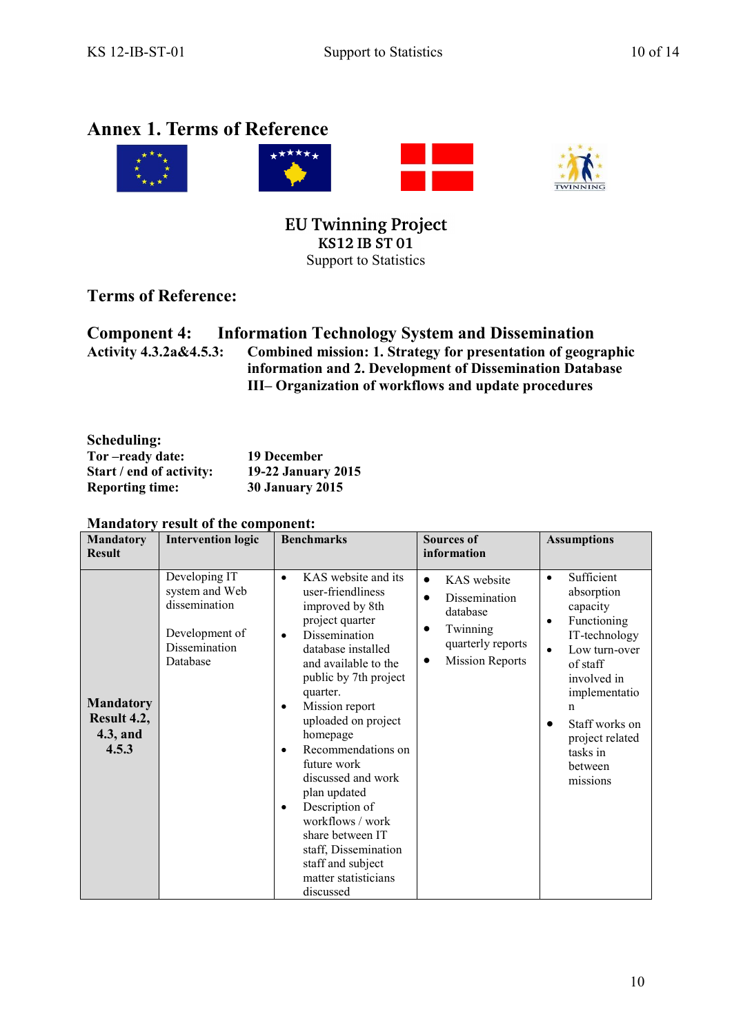# Annex 1. Terms of Reference

**EU Twinning Project**
**KS12 IB ST 01**
Support to Statistics

## Terms of Reference:

**Component 4:** **Information Technology System and Dissemination**

**Activity 4.3.2a&4.5.3:** **Combined mission: 1. Strategy for presentation of geographic information and 2. Development of Dissemination Database III– Organization of workflows and update procedures**

**Scheduling:**

**Tor –ready date:** **19 December**
**Start / end of activity:** **19-22 January 2015**
**Reporting time:** **30 January 2015**

**Mandatory result of the component:**

| Mandatory Result | Intervention logic | Benchmarks | Sources of information | Assumptions |
|---|---|---|---|---|
| **Mandatory Result 4.2, 4.3, and 4.5.3** | Developing IT system and Web dissemination<br><br>Development of Dissemination Database | • KAS website and its user-friendliness improved by 8th project quarter<br>• Dissemination database installed and available to the public by 7th project quarter.<br>• Mission report uploaded on project homepage<br>• Recommendations on future work discussed and work plan updated<br>• Description of workflows / work share between IT staff, Dissemination staff and subject matter statisticians discussed | • KAS website<br>• Dissemination database<br>• Twinning quarterly reports<br>• Mission Reports | • Sufficient absorption capacity<br>• Functioning IT-technology<br>• Low turn-over of staff involved in implementation<br>• Staff works on project related tasks in between missions |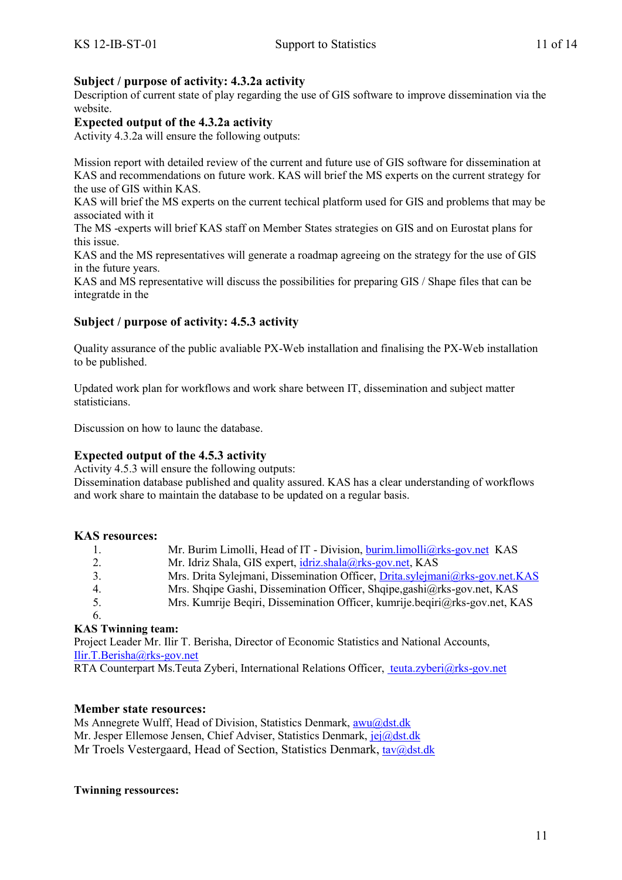**Subject / purpose of activity: 4.3.2a activity**
Description of current state of play regarding the use of GIS software to improve dissemination via the website.

**Expected output of the 4.3.2a activity**
Activity 4.3.2a will ensure the following outputs:

Mission report with detailed review of the current and future use of GIS software for dissemination at KAS and recommendations on future work. KAS will brief the MS experts on the current strategy for the use of GIS within KAS.
KAS will brief the MS experts on the current techical platform used for GIS and problems that may be associated with it
The MS -experts will brief KAS staff on Member States strategies on GIS and on Eurostat plans for this issue.
KAS and the MS representatives will generate a roadmap agreeing on the strategy for the use of GIS in the future years.
KAS and MS representative will discuss the possibilities for preparing GIS / Shape files that can be integratde in the

**Subject / purpose of activity: 4.5.3 activity**

Quality assurance of the public avaliable PX-Web installation and finalising the PX-Web installation to be published.

Updated work plan for workflows and work share between IT, dissemination and subject matter statisticians.

Discussion on how to launc the database.

**Expected output of the 4.5.3 activity**
Activity 4.5.3 will ensure the following outputs:
Dissemination database published and quality assured. KAS has a clear understanding of workflows and work share to maintain the database to be updated on a regular basis.

**KAS resources:**

1. Mr. Burim Limolli, Head of IT - Division, burim.limolli@rks-gov.net KAS
2. Mr. Idriz Shala, GIS expert, idriz.shala@rks-gov.net, KAS
3. Mrs. Drita Sylejmani, Dissemination Officer, Drita.sylejmani@rks-gov.net.KAS
4. Mrs. Shqipe Gashi, Dissemination Officer, Shqipe,gashi@rks-gov.net, KAS
5. Mrs. Kumrije Beqiri, Dissemination Officer, kumrije.beqiri@rks-gov.net, KAS
6. 

**KAS Twinning team:**
Project Leader Mr. Ilir T. Berisha, Director of Economic Statistics and National Accounts, Ilir.T.Berisha@rks-gov.net
RTA Counterpart Ms.Teuta Zyberi, International Relations Officer, teuta.zyberi@rks-gov.net

**Member state resources:**
Ms Annegrete Wulff, Head of Division, Statistics Denmark, awu@dst.dk
Mr. Jesper Ellemose Jensen, Chief Adviser, Statistics Denmark, jej@dst.dk
Mr Troels Vestergaard, Head of Section, Statistics Denmark, tav@dst.dk

**Twinning ressources:**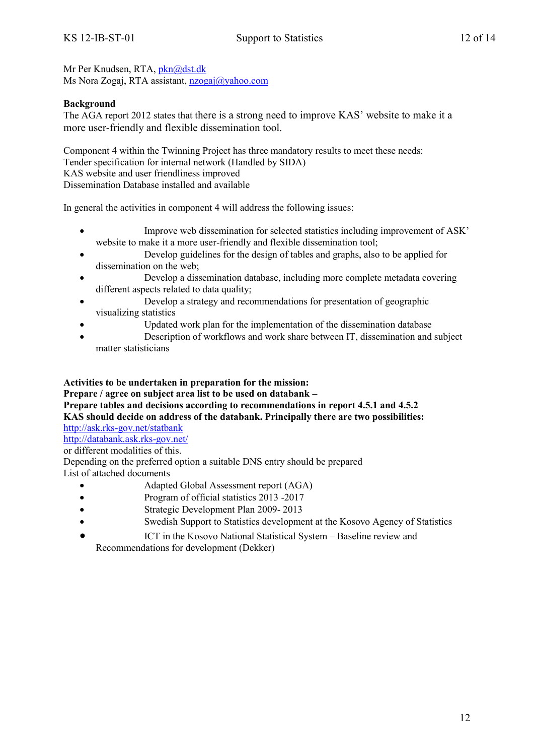Mr Per Knudsen, RTA, pkn@dst.dk
Ms Nora Zogaj, RTA assistant, nzogaj@yahoo.com

**Background**

The AGA report 2012 states that there is a strong need to improve KAS' website to make it a more user-friendly and flexible dissemination tool.

Component 4 within the Twinning Project has three mandatory results to meet these needs:
Tender specification for internal network (Handled by SIDA)
KAS website and user friendliness improved
Dissemination Database installed and available

In general the activities in component 4 will address the following issues:

- Improve web dissemination for selected statistics including improvement of ASK' website to make it a more user-friendly and flexible dissemination tool;
- Develop guidelines for the design of tables and graphs, also to be applied for dissemination on the web;
- Develop a dissemination database, including more complete metadata covering different aspects related to data quality;
- Develop a strategy and recommendations for presentation of geographic visualizing statistics
- Updated work plan for the implementation of the dissemination database
- Description of workflows and work share between IT, dissemination and subject matter statisticians

**Activities to be undertaken in preparation for the mission:**
**Prepare / agree on subject area list to be used on databank –**
**Prepare tables and decisions according to recommendations in report 4.5.1 and 4.5.2**
**KAS should decide on address of the databank. Principally there are two possibilities:**
http://ask.rks-gov.net/statbank
http://databank.ask.rks-gov.net/
or different modalities of this.
Depending on the preferred option a suitable DNS entry should be prepared
List of attached documents

- Adapted Global Assessment report (AGA)
- Program of official statistics 2013 -2017
- Strategic Development Plan 2009- 2013
- Swedish Support to Statistics development at the Kosovo Agency of Statistics
- ICT in the Kosovo National Statistical System – Baseline review and Recommendations for development (Dekker)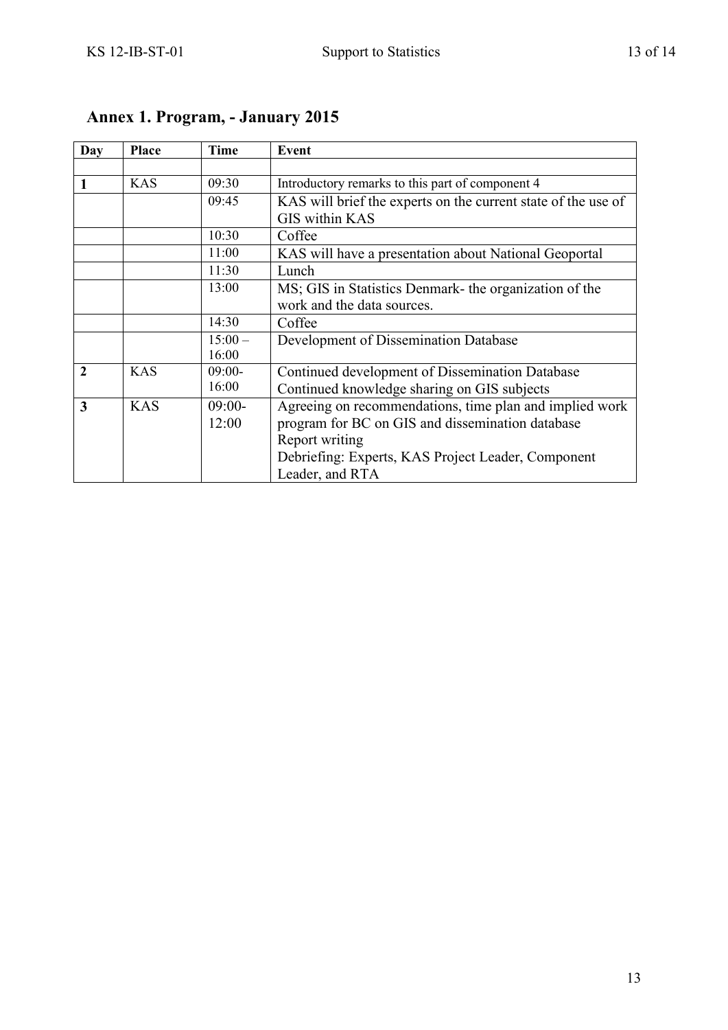## Annex 1. Program, - January 2015

| Day | Place | Time | Event |
|---|---|---|---|
| | | | |
| **1** | KAS | 09:30 | Introductory remarks to this part of component 4 |
| | | 09:45 | KAS will brief the experts on the current state of the use of GIS within KAS |
| | | 10:30 | Coffee |
| | | 11:00 | KAS will have a presentation about National Geoportal |
| | | 11:30 | Lunch |
| | | 13:00 | MS; GIS in Statistics Denmark- the organization of the work and the data sources. |
| | | 14:30 | Coffee |
| | | 15:00 – 16:00 | Development of Dissemination Database |
| **2** | KAS | 09:00-16:00 | Continued development of Dissemination Database<br>Continued knowledge sharing on GIS subjects |
| **3** | KAS | 09:00-12:00 | Agreeing on recommendations, time plan and implied work program for BC on GIS and dissemination database<br>Report writing<br>Debriefing: Experts, KAS Project Leader, Component Leader, and RTA |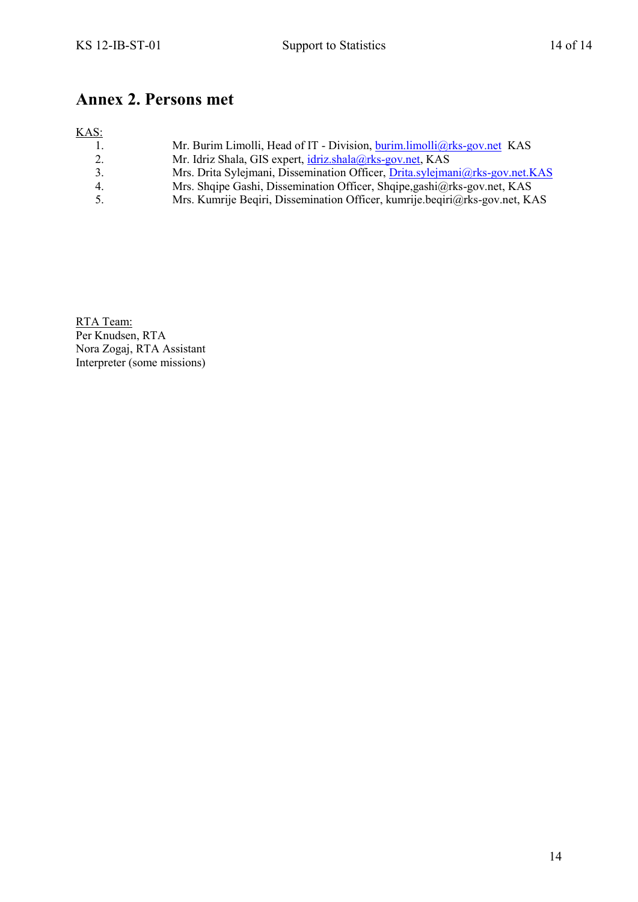# Annex 2. Persons met

KAS:

1. Mr. Burim Limolli, Head of IT - Division, burim.limolli@rks-gov.net  KAS
2. Mr. Idriz Shala, GIS expert, idriz.shala@rks-gov.net, KAS
3. Mrs. Drita Sylejmani, Dissemination Officer, Drita.sylejmani@rks-gov.net.KAS
4. Mrs. Shqipe Gashi, Dissemination Officer, Shqipe,gashi@rks-gov.net, KAS
5. Mrs. Kumrije Beqiri, Dissemination Officer, kumrije.beqiri@rks-gov.net, KAS

RTA Team:
Per Knudsen, RTA
Nora Zogaj, RTA Assistant
Interpreter (some missions)